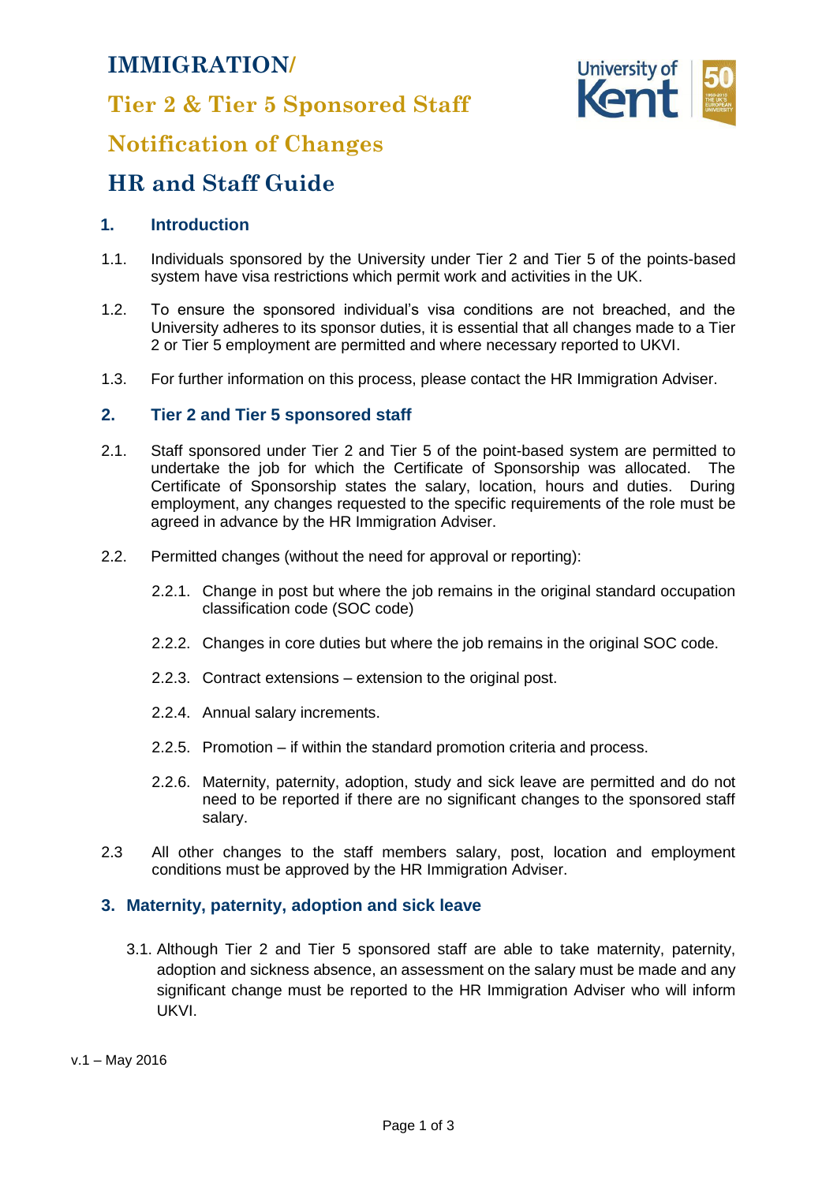# IMMIGRATION/

# Tier 2 & Tier 5 Sponsored Staff

# Notification of Changes

# HR and Staff Guide

## 1. Introduction

1.1. Individuals sponsored by the University under Tier 2 and Tier 5 of the points-based system have visa restrictions which permit work and activities in the UK.

1.2. To ensure the sponsored individual's visa conditions are not breached, and the University adheres to its sponsor duties, it is essential that all changes made to a Tier 2 or Tier 5 employment are permitted and where necessary reported to UKVI.

1.3. For further information on this process, please contact the HR Immigration Adviser.

## 2. Tier 2 and Tier 5 sponsored staff

2.1. Staff sponsored under Tier 2 and Tier 5 of the point-based system are permitted to undertake the job for which the Certificate of Sponsorship was allocated. The Certificate of Sponsorship states the salary, location, hours and duties. During employment, any changes requested to the specific requirements of the role must be agreed in advance by the HR Immigration Adviser.

2.2. Permitted changes (without the need for approval or reporting):

2.2.1. Change in post but where the job remains in the original standard occupation classification code (SOC code)

2.2.2. Changes in core duties but where the job remains in the original SOC code.

2.2.3. Contract extensions – extension to the original post.

2.2.4. Annual salary increments.

2.2.5. Promotion – if within the standard promotion criteria and process.

2.2.6. Maternity, paternity, adoption, study and sick leave are permitted and do not need to be reported if there are no significant changes to the sponsored staff salary.

2.3 All other changes to the staff members salary, post, location and employment conditions must be approved by the HR Immigration Adviser.

## 3. Maternity, paternity, adoption and sick leave

3.1. Although Tier 2 and Tier 5 sponsored staff are able to take maternity, paternity, adoption and sickness absence, an assessment on the salary must be made and any significant change must be reported to the HR Immigration Adviser who will inform UKVI.

v.1 – May 2016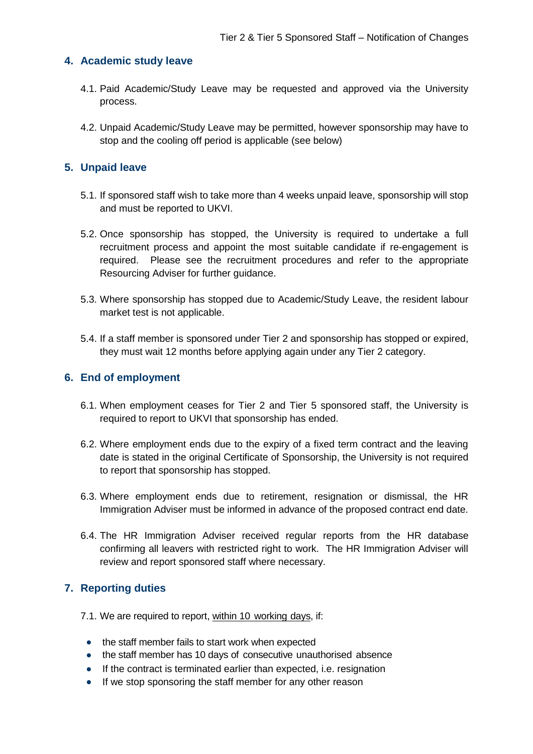## 4. Academic study leave

4.1. Paid Academic/Study Leave may be requested and approved via the University process.

4.2. Unpaid Academic/Study Leave may be permitted, however sponsorship may have to stop and the cooling off period is applicable (see below)

## 5. Unpaid leave

5.1. If sponsored staff wish to take more than 4 weeks unpaid leave, sponsorship will stop and must be reported to UKVI.

5.2. Once sponsorship has stopped, the University is required to undertake a full recruitment process and appoint the most suitable candidate if re-engagement is required. Please see the recruitment procedures and refer to the appropriate Resourcing Adviser for further guidance.

5.3. Where sponsorship has stopped due to Academic/Study Leave, the resident labour market test is not applicable.

5.4. If a staff member is sponsored under Tier 2 and sponsorship has stopped or expired, they must wait 12 months before applying again under any Tier 2 category.

## 6. End of employment

6.1. When employment ceases for Tier 2 and Tier 5 sponsored staff, the University is required to report to UKVI that sponsorship has ended.

6.2. Where employment ends due to the expiry of a fixed term contract and the leaving date is stated in the original Certificate of Sponsorship, the University is not required to report that sponsorship has stopped.

6.3. Where employment ends due to retirement, resignation or dismissal, the HR Immigration Adviser must be informed in advance of the proposed contract end date.

6.4. The HR Immigration Adviser received regular reports from the HR database confirming all leavers with restricted right to work. The HR Immigration Adviser will review and report sponsored staff where necessary.

## 7. Reporting duties

7.1. We are required to report, within 10 working days, if:

- the staff member fails to start work when expected
- the staff member has 10 days of consecutive unauthorised absence
- If the contract is terminated earlier than expected, i.e. resignation
- If we stop sponsoring the staff member for any other reason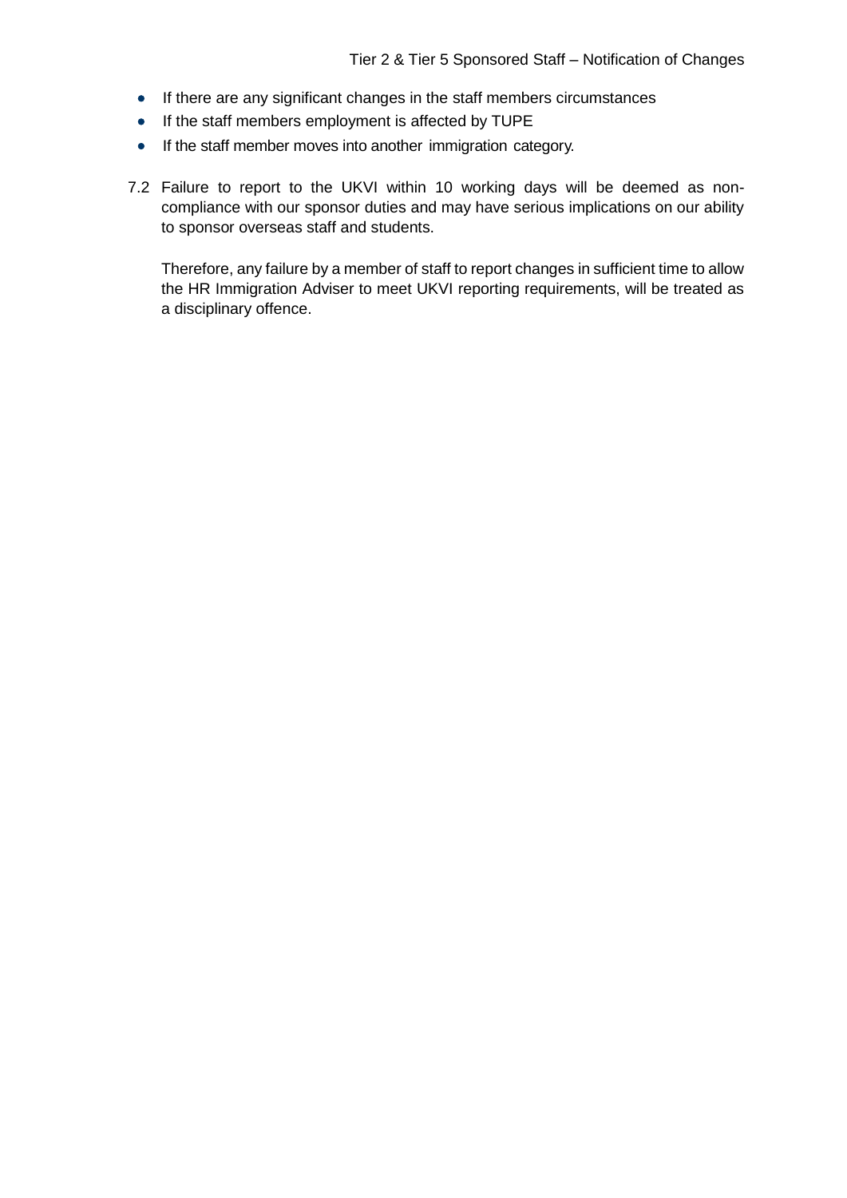- If there are any significant changes in the staff members circumstances
- If the staff members employment is affected by TUPE
- If the staff member moves into another immigration category.

7.2 Failure to report to the UKVI within 10 working days will be deemed as non-compliance with our sponsor duties and may have serious implications on our ability to sponsor overseas staff and students.

Therefore, any failure by a member of staff to report changes in sufficient time to allow the HR Immigration Adviser to meet UKVI reporting requirements, will be treated as a disciplinary offence.